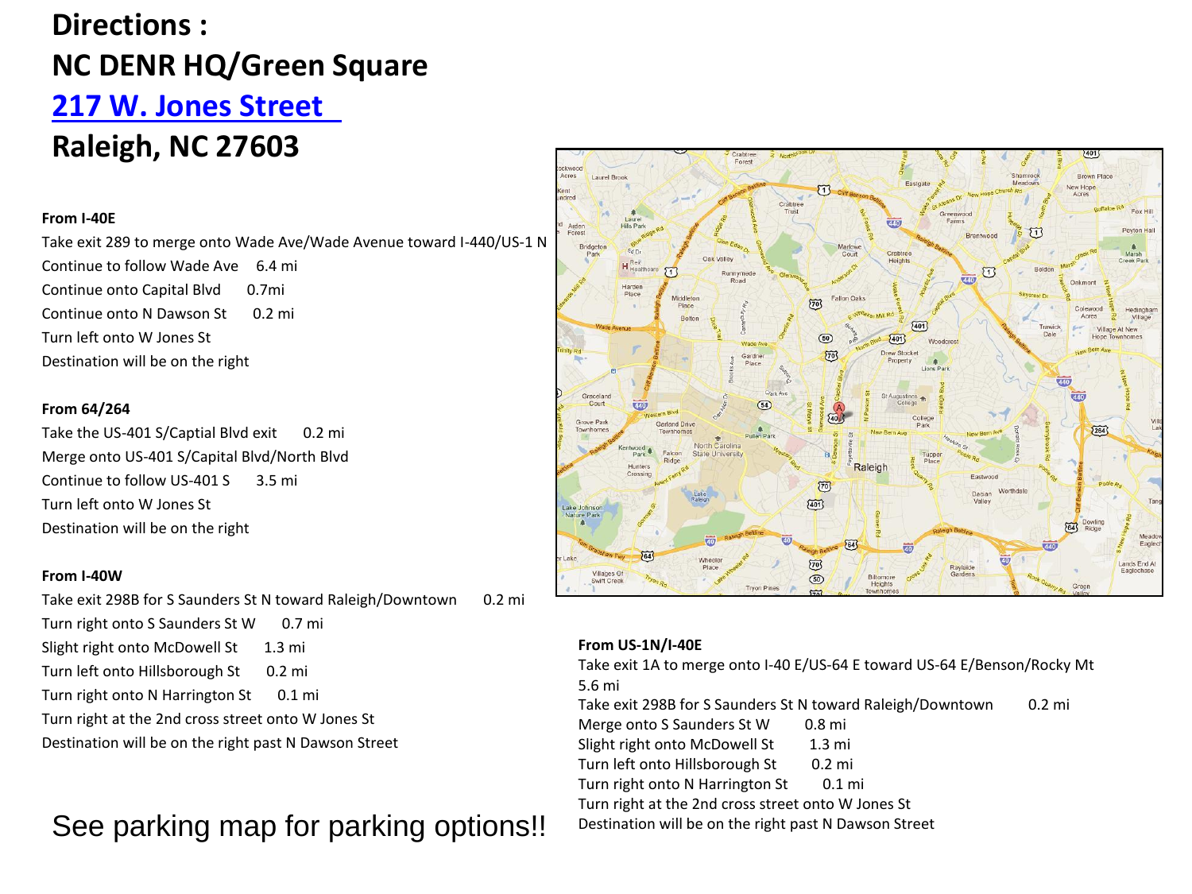# Directions :

# NC DENR HQ/Green Square

# [217 W. Jones Street](#)

# Raleigh, NC 27603

**From I-40E**

Take exit 289 to merge onto Wade Ave/Wade Avenue toward I-440/US-1 N
Continue to follow Wade Ave 6.4 mi
Continue onto Capital Blvd 0.7mi
Continue onto N Dawson St 0.2 mi
Turn left onto W Jones St
Destination will be on the right

**From 64/264**

Take the US-401 S/Captial Blvd exit 0.2 mi
Merge onto US-401 S/Capital Blvd/North Blvd
Continue to follow US-401 S 3.5 mi
Turn left onto W Jones St
Destination will be on the right

**From I-40W**

Take exit 298B for S Saunders St N toward Raleigh/Downtown 0.2 mi
Turn right onto S Saunders St W 0.7 mi
Slight right onto McDowell St 1.3 mi
Turn left onto Hillsborough St 0.2 mi
Turn right onto N Harrington St 0.1 mi
Turn right at the 2nd cross street onto W Jones St
Destination will be on the right past N Dawson Street

**From US-1N/I-40E**

Take exit 1A to merge onto I-40 E/US-64 E toward US-64 E/Benson/Rocky Mt 5.6 mi
Take exit 298B for S Saunders St N toward Raleigh/Downtown 0.2 mi
Merge onto S Saunders St W 0.8 mi
Slight right onto McDowell St 1.3 mi
Turn left onto Hillsborough St 0.2 mi
Turn right onto N Harrington St 0.1 mi
Turn right at the 2nd cross street onto W Jones St
Destination will be on the right past N Dawson Street

See parking map for parking options!!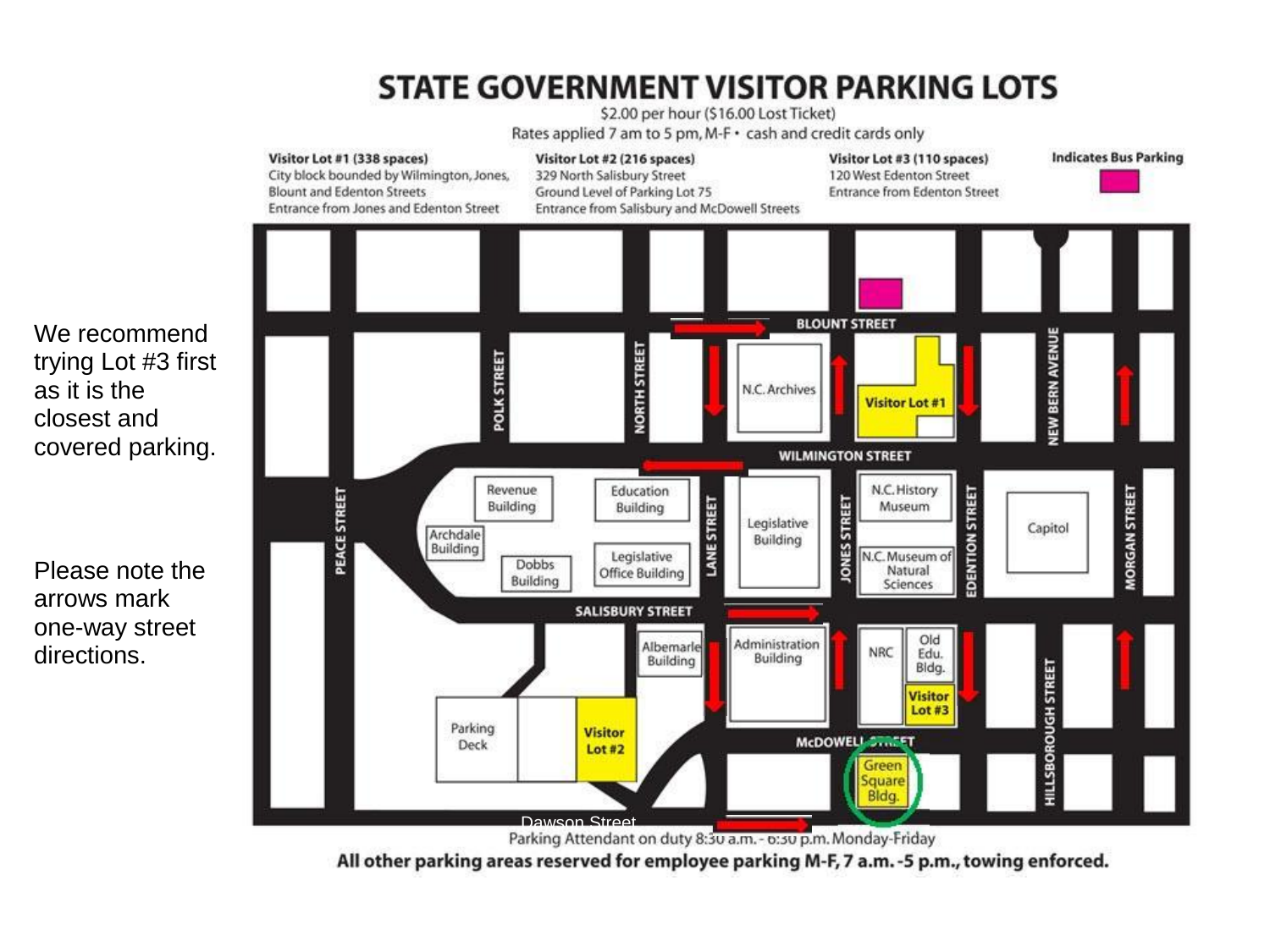We recommend trying Lot #3 first as it is the closest and covered parking.

Please note the arrows mark one-way street directions.

# STATE GOVERNMENT VISITOR PARKING LOTS

$2.00 per hour ($16.00 Lost Ticket)

Rates applied 7 am to 5 pm, M-F • cash and credit cards only

**Visitor Lot #1 (338 spaces)**
City block bounded by Wilmington, Jones, Blount and Edenton Streets
Entrance from Jones and Edenton Street

**Visitor Lot #2 (216 spaces)**
329 North Salisbury Street
Ground Level of Parking Lot 75
Entrance from Salisbury and McDowell Streets

**Visitor Lot #3 (110 spaces)**
120 West Edenton Street
Entrance from Edenton Street

**Indicates Bus Parking**

BLOUNT STREET
N.C. Archives
Visitor Lot #1
POLK STREET
NORTH STREET
NEW BERN AVENUE
WILMINGTON STREET
Revenue Building
Education Building
Archdale Building
Dobbs Building
Legislative Office Building
Legislative Building
LANE STREET
JONES STREET
N.C. History Museum
N.C. Museum of Natural Sciences
EDENTION STREET
Capitol
MORGAN STREET
PEACE STREET
SALISBURY STREET
Albemarle Building
Administration Building
NRC
Old Edu. Bldg.
Visitor Lot #3
Parking Deck
Visitor Lot #2
McDOWELL STREET
Green Square Bldg.
HILLSBOROUGH STREET
Dawson Street

Parking Attendant on duty 8:30 a.m. - 6:30 p.m. Monday-Friday

**All other parking areas reserved for employee parking M-F, 7 a.m. -5 p.m., towing enforced.**